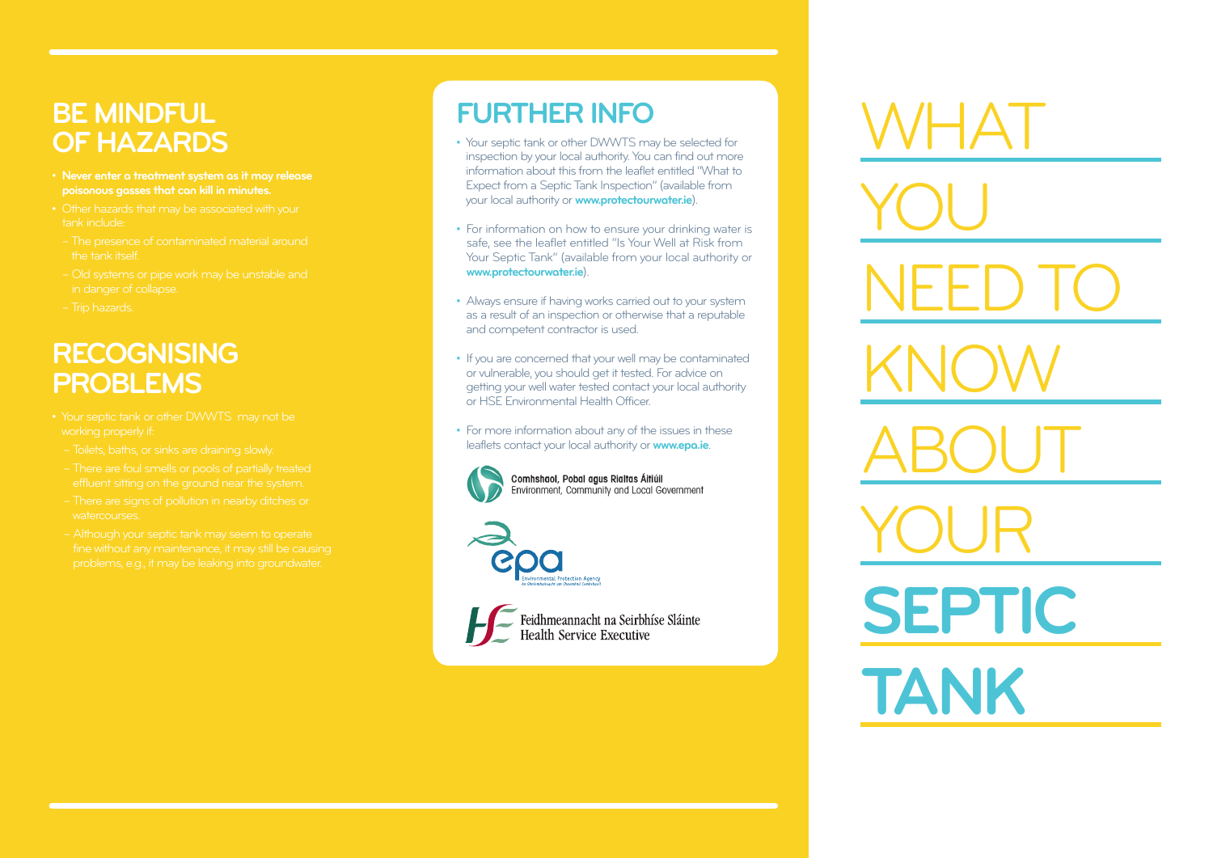## BE MINDFUL OF HAZARDS

- **Never enter a treatment system as it may release poisonous gasses that can kill in minutes.**
- Other hazards that may be associated with your tank include:
  - The presence of contaminated material around the tank itself.
  - Old systems or pipe work may be unstable and in danger of collapse.
  - Trip hazards.

## RECOGNISING PROBLEMS

- Your septic tank or other DWWTS may not be working properly if:
  - Toilets, baths, or sinks are draining slowly.
  - There are foul smells or pools of partially treated effluent sitting on the ground near the system.
  - There are signs of pollution in nearby ditches or watercourses.
  - Although your septic tank may seem to operate fine without any maintenance, it may still be causing problems, e.g., it may be leaking into groundwater.

## FURTHER INFO

- Your septic tank or other DWWTS may be selected for inspection by your local authority. You can find out more information about this from the leaflet entitled "What to Expect from a Septic Tank Inspection" (available from your local authority or **www.protectourwater.ie**).
- For information on how to ensure your drinking water is safe, see the leaflet entitled "Is Your Well at Risk from Your Septic Tank" (available from your local authority or **www.protectourwater.ie**).
- Always ensure if having works carried out to your system as a result of an inspection or otherwise that a reputable and competent contractor is used.
- If you are concerned that your well may be contaminated or vulnerable, you should get it tested. For advice on getting your well water tested contact your local authority or HSE Environmental Health Officer.
- For more information about any of the issues in these leaflets contact your local authority or **www.epa.ie**.

Comhshaol, Pobal agus Rialtas Áitiúil
Environment, Community and Local Government

epa
Environmental Protection Agency
An Ghníomhaireacht um Chaomhnú Comhshaoil

Feidhmeannacht na Seirbhíse Sláinte
Health Service Executive

# WHAT YOU NEED TO KNOW ABOUT YOUR **SEPTIC TANK**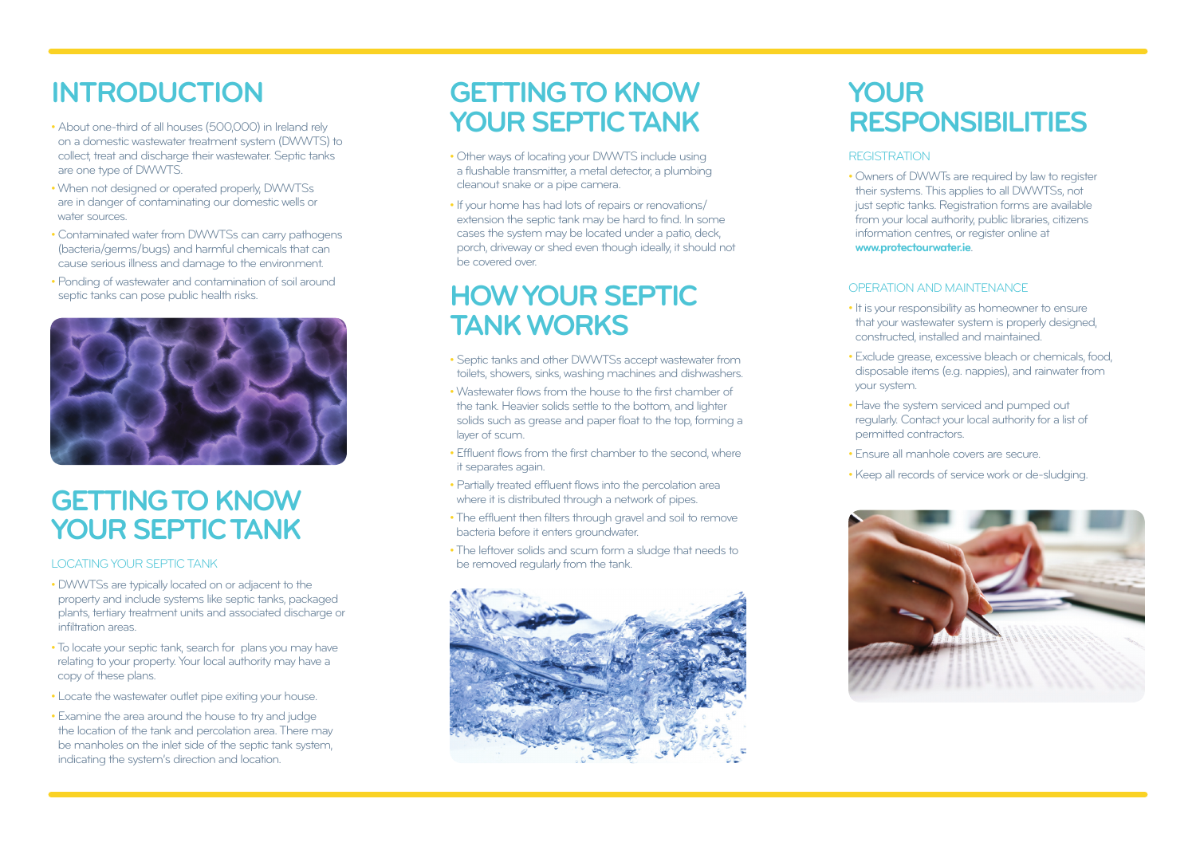# INTRODUCTION

- About one-third of all houses (500,000) in Ireland rely on a domestic wastewater treatment system (DWWTS) to collect, treat and discharge their wastewater. Septic tanks are one type of DWWTS.
- When not designed or operated properly, DWWTSs are in danger of contaminating our domestic wells or water sources.
- Contaminated water from DWWTSs can carry pathogens (bacteria/germs/bugs) and harmful chemicals that can cause serious illness and damage to the environment.
- Ponding of wastewater and contamination of soil around septic tanks can pose public health risks.

# GETTING TO KNOW YOUR SEPTIC TANK

## LOCATING YOUR SEPTIC TANK

- DWWTSs are typically located on or adjacent to the property and include systems like septic tanks, packaged plants, tertiary treatment units and associated discharge or infiltration areas.
- To locate your septic tank, search for plans you may have relating to your property. Your local authority may have a copy of these plans.
- Locate the wastewater outlet pipe exiting your house.
- Examine the area around the house to try and judge the location of the tank and percolation area. There may be manholes on the inlet side of the septic tank system, indicating the system's direction and location.

# GETTING TO KNOW YOUR SEPTIC TANK

- Other ways of locating your DWWTS include using a flushable transmitter, a metal detector, a plumbing cleanout snake or a pipe camera.
- If your home has had lots of repairs or renovations/ extension the septic tank may be hard to find. In some cases the system may be located under a patio, deck, porch, driveway or shed even though ideally, it should not be covered over.

# HOW YOUR SEPTIC TANK WORKS

- Septic tanks and other DWWTSs accept wastewater from toilets, showers, sinks, washing machines and dishwashers.
- Wastewater flows from the house to the first chamber of the tank. Heavier solids settle to the bottom, and lighter solids such as grease and paper float to the top, forming a layer of scum.
- Effluent flows from the first chamber to the second, where it separates again.
- Partially treated effluent flows into the percolation area where it is distributed through a network of pipes.
- The effluent then filters through gravel and soil to remove bacteria before it enters groundwater.
- The leftover solids and scum form a sludge that needs to be removed regularly from the tank.

# YOUR RESPONSIBILITIES

## REGISTRATION

- Owners of DWWTs are required by law to register their systems. This applies to all DWWTSs, not just septic tanks. Registration forms are available from your local authority, public libraries, citizens information centres, or register online at **www.protectourwater.ie**.

## OPERATION AND MAINTENANCE

- It is your responsibility as homeowner to ensure that your wastewater system is properly designed, constructed, installed and maintained.
- Exclude grease, excessive bleach or chemicals, food, disposable items (e.g. nappies), and rainwater from your system.
- Have the system serviced and pumped out regularly. Contact your local authority for a list of permitted contractors.
- Ensure all manhole covers are secure.
- Keep all records of service work or de-sludging.